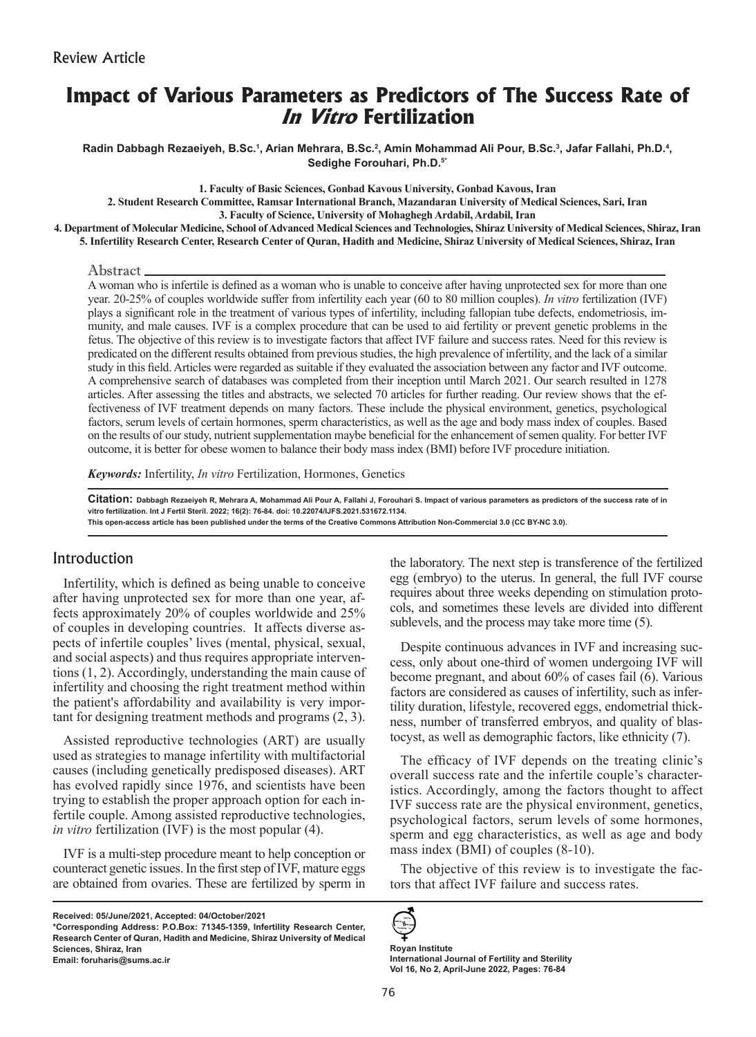Review Article

# Impact of Various Parameters as Predictors of The Success Rate of *In Vitro* Fertilization

**Radin Dabbagh Rezaeiyeh, B.Sc.[1], Arian Mehrara, B.Sc.[2], Amin Mohammad Ali Pour, B.Sc.[3], Jafar Fallahi, Ph.D.[4], Sedighe Forouhari, Ph.D.[5*]**

**1. Faculty of Basic Sciences, Gonbad Kavous University, Gonbad Kavous, Iran**
**2. Student Research Committee, Ramsar International Branch, Mazandaran University of Medical Sciences, Sari, Iran**
**3. Faculty of Science, University of Mohaghegh Ardabil, Ardabil, Iran**
**4. Department of Molecular Medicine, School of Advanced Medical Sciences and Technologies, Shiraz University of Medical Sciences, Shiraz, Iran**
**5. Infertility Research Center, Research Center of Quran, Hadith and Medicine, Shiraz University of Medical Sciences, Shiraz, Iran**

## Abstract

A woman who is infertile is defined as a woman who is unable to conceive after having unprotected sex for more than one year. 20-25% of couples worldwide suffer from infertility each year (60 to 80 million couples). *In vitro* fertilization (IVF) plays a significant role in the treatment of various types of infertility, including fallopian tube defects, endometriosis, immunity, and male causes. IVF is a complex procedure that can be used to aid fertility or prevent genetic problems in the fetus. The objective of this review is to investigate factors that affect IVF failure and success rates. Need for this review is predicated on the different results obtained from previous studies, the high prevalence of infertility, and the lack of a similar study in this field. Articles were regarded as suitable if they evaluated the association between any factor and IVF outcome. A comprehensive search of databases was completed from their inception until March 2021. Our search resulted in 1278 articles. After assessing the titles and abstracts, we selected 70 articles for further reading. Our review shows that the effectiveness of IVF treatment depends on many factors. These include the physical environment, genetics, psychological factors, serum levels of certain hormones, sperm characteristics, as well as the age and body mass index of couples. Based on the results of our study, nutrient supplementation maybe beneficial for the enhancement of semen quality. For better IVF outcome, it is better for obese women to balance their body mass index (BMI) before IVF procedure initiation.

***Keywords:*** Infertility, *In vitro* Fertilization, Hormones, Genetics

**Citation:** Dabbagh Rezaeiyeh R, Mehrara A, Mohammad Ali Pour A, Fallahi J, Forouhari S. Impact of various parameters as predictors of the success rate of in vitro fertilization. Int J Fertil Steril. 2022; 16(2): 76-84. doi: 10.22074/IJFS.2021.531672.1134.
This open-access article has been published under the terms of the Creative Commons Attribution Non-Commercial 3.0 (CC BY-NC 3.0).

## Introduction

Infertility, which is defined as being unable to conceive after having unprotected sex for more than one year, affects approximately 20% of couples worldwide and 25% of couples in developing countries. It affects diverse aspects of infertile couples' lives (mental, physical, sexual, and social aspects) and thus requires appropriate interventions (1, 2). Accordingly, understanding the main cause of infertility and choosing the right treatment method within the patient's affordability and availability is very important for designing treatment methods and programs (2, 3).

Assisted reproductive technologies (ART) are usually used as strategies to manage infertility with multifactorial causes (including genetically predisposed diseases). ART has evolved rapidly since 1976, and scientists have been trying to establish the proper approach option for each infertile couple. Among assisted reproductive technologies, *in vitro* fertilization (IVF) is the most popular (4).

IVF is a multi-step procedure meant to help conception or counteract genetic issues. In the first step of IVF, mature eggs are obtained from ovaries. These are fertilized by sperm in the laboratory. The next step is transference of the fertilized egg (embryo) to the uterus. In general, the full IVF course requires about three weeks depending on stimulation protocols, and sometimes these levels are divided into different sublevels, and the process may take more time (5).

Despite continuous advances in IVF and increasing success, only about one-third of women undergoing IVF will become pregnant, and about 60% of cases fail (6). Various factors are considered as causes of infertility, such as infertility duration, lifestyle, recovered eggs, endometrial thickness, number of transferred embryos, and quality of blastocyst, as well as demographic factors, like ethnicity (7).

The efficacy of IVF depends on the treating clinic's overall success rate and the infertile couple's characteristics. Accordingly, among the factors thought to affect IVF success rate are the physical environment, genetics, psychological factors, serum levels of some hormones, sperm and egg characteristics, as well as age and body mass index (BMI) of couples (8-10).

The objective of this review is to investigate the factors that affect IVF failure and success rates.

**Received: 05/June/2021, Accepted: 04/October/2021**
**\*Corresponding Address: P.O.Box: 71345-1359, Infertility Research Center, Research Center of Quran, Hadith and Medicine, Shiraz University of Medical Sciences, Shiraz, Iran**
**Email: foruharis@sums.ac.ir**

**Royan Institute**
**International Journal of Fertility and Sterility**
**Vol 16, No 2, April-June 2022, Pages: 76-84**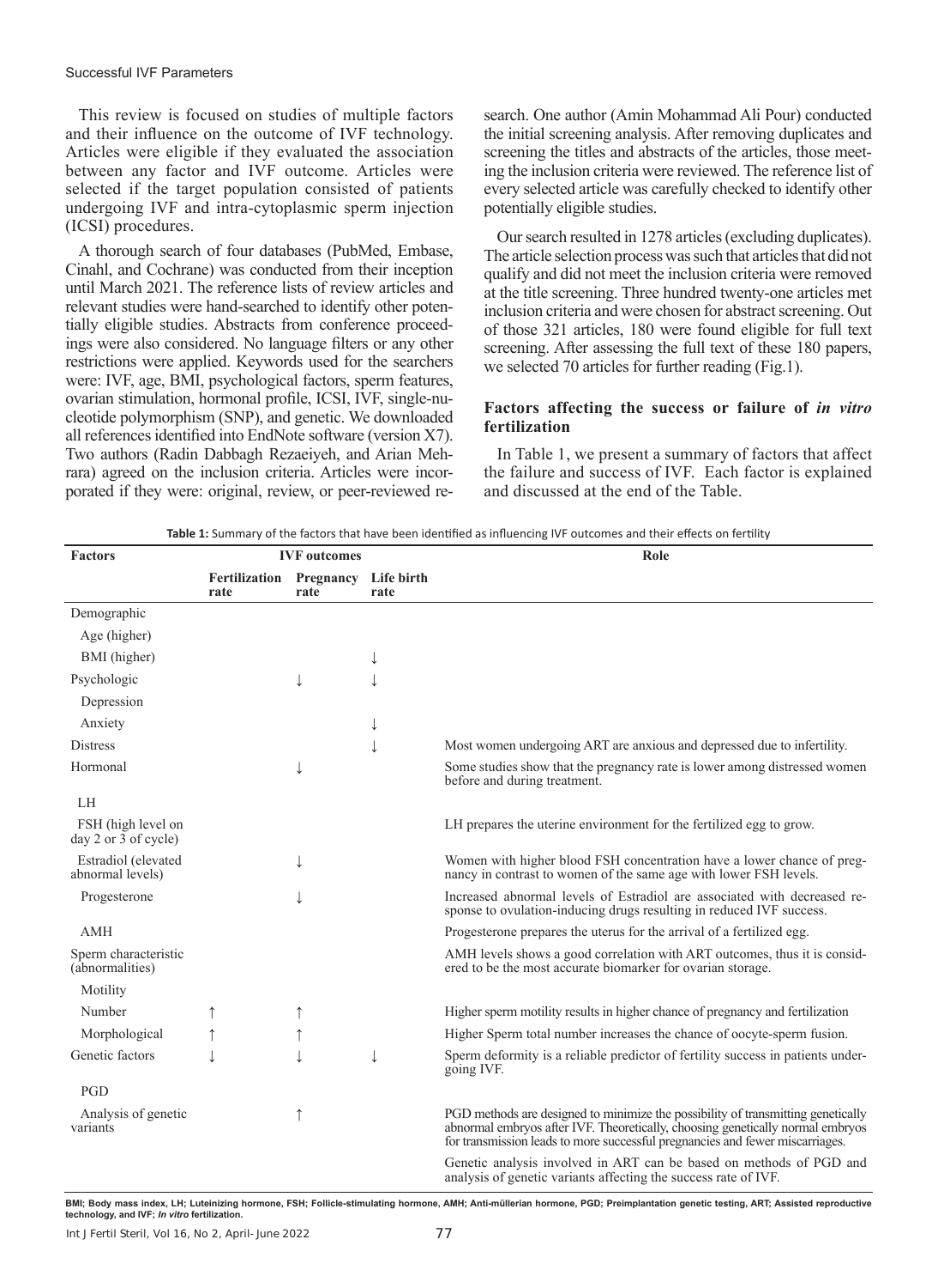This review is focused on studies of multiple factors and their influence on the outcome of IVF technology. Articles were eligible if they evaluated the association between any factor and IVF outcome. Articles were selected if the target population consisted of patients undergoing IVF and intra-cytoplasmic sperm injection (ICSI) procedures.

A thorough search of four databases (PubMed, Embase, Cinahl, and Cochrane) was conducted from their inception until March 2021. The reference lists of review articles and relevant studies were hand-searched to identify other potentially eligible studies. Abstracts from conference proceedings were also considered. No language filters or any other restrictions were applied. Keywords used for the searchers were: IVF, age, BMI, psychological factors, sperm features, ovarian stimulation, hormonal profile, ICSI, IVF, single-nucleotide polymorphism (SNP), and genetic. We downloaded all references identified into EndNote software (version X7). Two authors (Radin Dabbagh Rezaeiyeh, and Arian Mehrara) agreed on the inclusion criteria. Articles were incorporated if they were: original, review, or peer-reviewed research. One author (Amin Mohammad Ali Pour) conducted the initial screening analysis. After removing duplicates and screening the titles and abstracts of the articles, those meeting the inclusion criteria were reviewed. The reference list of every selected article was carefully checked to identify other potentially eligible studies.

Our search resulted in 1278 articles (excluding duplicates). The article selection process was such that articles that did not qualify and did not meet the inclusion criteria were removed at the title screening. Three hundred twenty-one articles met inclusion criteria and were chosen for abstract screening. Out of those 321 articles, 180 were found eligible for full text screening. After assessing the full text of these 180 papers, we selected 70 articles for further reading (Fig.1).

## Factors affecting the success or failure of *in vitro* fertilization

In Table 1, we present a summary of factors that affect the failure and success of IVF. Each factor is explained and discussed at the end of the Table.

**Table 1:** Summary of the factors that have been identified as influencing IVF outcomes and their effects on fertility

| Factors | IVF outcomes | | | Role |
|---|---|---|---|---|
| | Fertilization rate | Pregnancy rate | Life birth rate | |
| Demographic | | | | |
| Age (higher) | | | | |
| BMI (higher) | | | ↓ | |
| Psychologic | | ↓ | ↓ | |
| Depression | | | | |
| Anxiety | | | ↓ | |
| Distress | | | ↓ | Most women undergoing ART are anxious and depressed due to infertility. |
| Hormonal | | ↓ | | Some studies show that the pregnancy rate is lower among distressed women before and during treatment. |
| LH | | | | |
| FSH (high level on day 2 or 3 of cycle) | | | | LH prepares the uterine environment for the fertilized egg to grow. |
| Estradiol (elevated abnormal levels) | | ↓ | | Women with higher blood FSH concentration have a lower chance of pregnancy in contrast to women of the same age with lower FSH levels. |
| Progesterone | | ↓ | | Increased abnormal levels of Estradiol are associated with decreased response to ovulation-inducing drugs resulting in reduced IVF success. |
| AMH | | | | Progesterone prepares the uterus for the arrival of a fertilized egg. |
| Sperm characteristic (abnormalities) | | | | AMH levels shows a good correlation with ART outcomes, thus it is considered to be the most accurate biomarker for ovarian storage. |
| Motility | | | | |
| Number | ↑ | ↑ | | Higher sperm motility results in higher chance of pregnancy and fertilization |
| Morphological | ↑ | ↑ | | Higher Sperm total number increases the chance of oocyte-sperm fusion. |
| Genetic factors | ↓ | ↓ | ↓ | Sperm deformity is a reliable predictor of fertility success in patients undergoing IVF. |
| PGD | | | | |
| Analysis of genetic variants | | ↑ | | PGD methods are designed to minimize the possibility of transmitting genetically abnormal embryos after IVF. Theoretically, choosing genetically normal embryos for transmission leads to more successful pregnancies and fewer miscarriages. |
| | | | | Genetic analysis involved in ART can be based on methods of PGD and analysis of genetic variants affecting the success rate of IVF. |

BMI; Body mass index, LH; Luteinizing hormone, FSH; Follicle-stimulating hormone, AMH; Anti-müllerian hormone, PGD; Preimplantation genetic testing, ART; Assisted reproductive technology, and IVF; *In vitro* fertilization.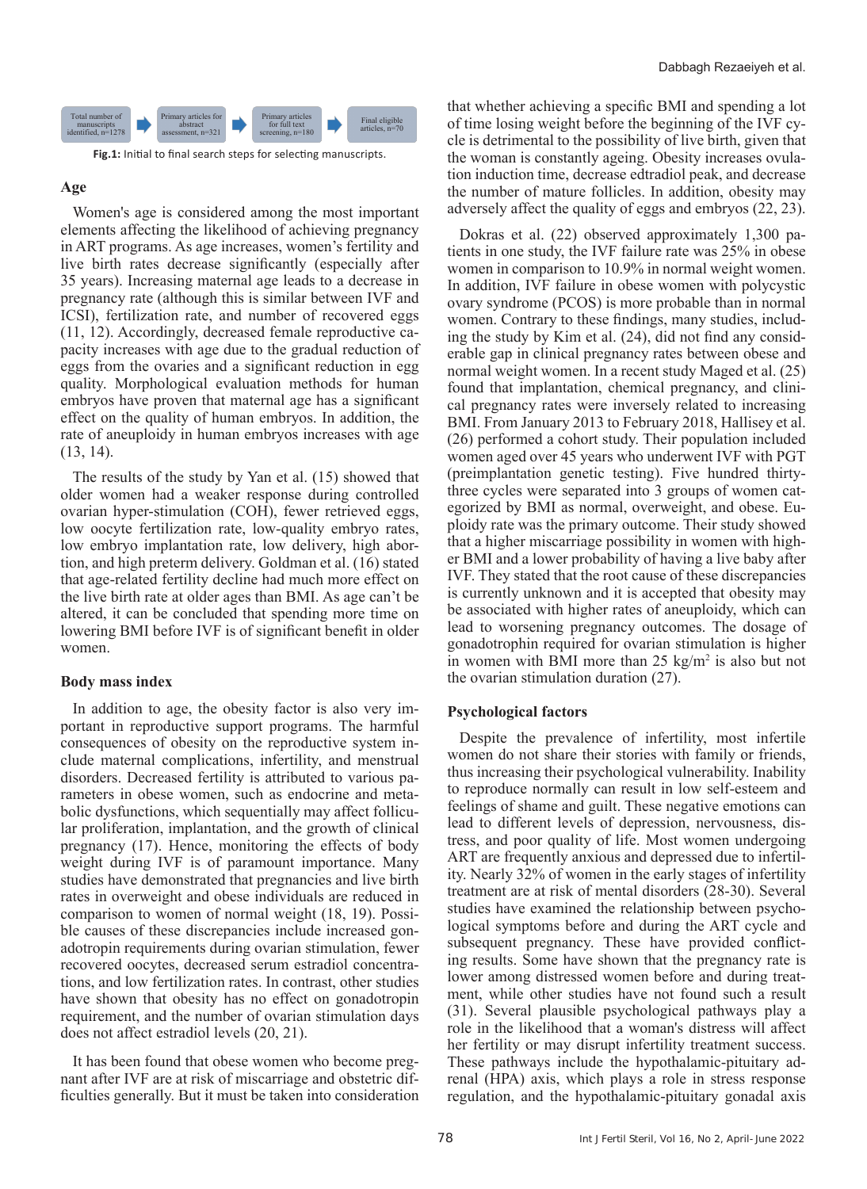Total number of manuscripts identified, n=1278 → Primary articles for abstract assessment, n=321 → Primary articles for full text screening, n=180 → Final eligible articles, n=70

**Fig.1:** Initial to final search steps for selecting manuscripts.

### Age

Women's age is considered among the most important elements affecting the likelihood of achieving pregnancy in ART programs. As age increases, women's fertility and live birth rates decrease significantly (especially after 35 years). Increasing maternal age leads to a decrease in pregnancy rate (although this is similar between IVF and ICSI), fertilization rate, and number of recovered eggs (11, 12). Accordingly, decreased female reproductive capacity increases with age due to the gradual reduction of eggs from the ovaries and a significant reduction in egg quality. Morphological evaluation methods for human embryos have proven that maternal age has a significant effect on the quality of human embryos. In addition, the rate of aneuploidy in human embryos increases with age (13, 14).

The results of the study by Yan et al. (15) showed that older women had a weaker response during controlled ovarian hyper-stimulation (COH), fewer retrieved eggs, low oocyte fertilization rate, low-quality embryo rates, low embryo implantation rate, low delivery, high abortion, and high preterm delivery. Goldman et al. (16) stated that age-related fertility decline had much more effect on the live birth rate at older ages than BMI. As age can't be altered, it can be concluded that spending more time on lowering BMI before IVF is of significant benefit in older women.

### Body mass index

In addition to age, the obesity factor is also very important in reproductive support programs. The harmful consequences of obesity on the reproductive system include maternal complications, infertility, and menstrual disorders. Decreased fertility is attributed to various parameters in obese women, such as endocrine and metabolic dysfunctions, which sequentially may affect follicular proliferation, implantation, and the growth of clinical pregnancy (17). Hence, monitoring the effects of body weight during IVF is of paramount importance. Many studies have demonstrated that pregnancies and live birth rates in overweight and obese individuals are reduced in comparison to women of normal weight (18, 19). Possible causes of these discrepancies include increased gonadotropin requirements during ovarian stimulation, fewer recovered oocytes, decreased serum estradiol concentrations, and low fertilization rates. In contrast, other studies have shown that obesity has no effect on gonadotropin requirement, and the number of ovarian stimulation days does not affect estradiol levels (20, 21).

It has been found that obese women who become pregnant after IVF are at risk of miscarriage and obstetric difficulties generally. But it must be taken into consideration that whether achieving a specific BMI and spending a lot of time losing weight before the beginning of the IVF cycle is detrimental to the possibility of live birth, given that the woman is constantly ageing. Obesity increases ovulation induction time, decrease edtradiol peak, and decrease the number of mature follicles. In addition, obesity may adversely affect the quality of eggs and embryos (22, 23).

Dokras et al. (22) observed approximately 1,300 patients in one study, the IVF failure rate was 25% in obese women in comparison to 10.9% in normal weight women. In addition, IVF failure in obese women with polycystic ovary syndrome (PCOS) is more probable than in normal women. Contrary to these findings, many studies, including the study by Kim et al. (24), did not find any considerable gap in clinical pregnancy rates between obese and normal weight women. In a recent study Maged et al. (25) found that implantation, chemical pregnancy, and clinical pregnancy rates were inversely related to increasing BMI. From January 2013 to February 2018, Hallisey et al. (26) performed a cohort study. Their population included women aged over 45 years who underwent IVF with PGT (preimplantation genetic testing). Five hundred thirty-three cycles were separated into 3 groups of women categorized by BMI as normal, overweight, and obese. Euploidy rate was the primary outcome. Their study showed that a higher miscarriage possibility in women with higher BMI and a lower probability of having a live baby after IVF. They stated that the root cause of these discrepancies is currently unknown and it is accepted that obesity may be associated with higher rates of aneuploidy, which can lead to worsening pregnancy outcomes. The dosage of gonadotrophin required for ovarian stimulation is higher in women with BMI more than 25 $kg/m^2$ is also but not the ovarian stimulation duration (27).

### Psychological factors

Despite the prevalence of infertility, most infertile women do not share their stories with family or friends, thus increasing their psychological vulnerability. Inability to reproduce normally can result in low self-esteem and feelings of shame and guilt. These negative emotions can lead to different levels of depression, nervousness, distress, and poor quality of life. Most women undergoing ART are frequently anxious and depressed due to infertility. Nearly 32% of women in the early stages of infertility treatment are at risk of mental disorders (28-30). Several studies have examined the relationship between psychological symptoms before and during the ART cycle and subsequent pregnancy. These have provided conflicting results. Some have shown that the pregnancy rate is lower among distressed women before and during treatment, while other studies have not found such a result (31). Several plausible psychological pathways play a role in the likelihood that a woman's distress will affect her fertility or may disrupt infertility treatment success. These pathways include the hypothalamic-pituitary adrenal (HPA) axis, which plays a role in stress response regulation, and the hypothalamic-pituitary gonadal axis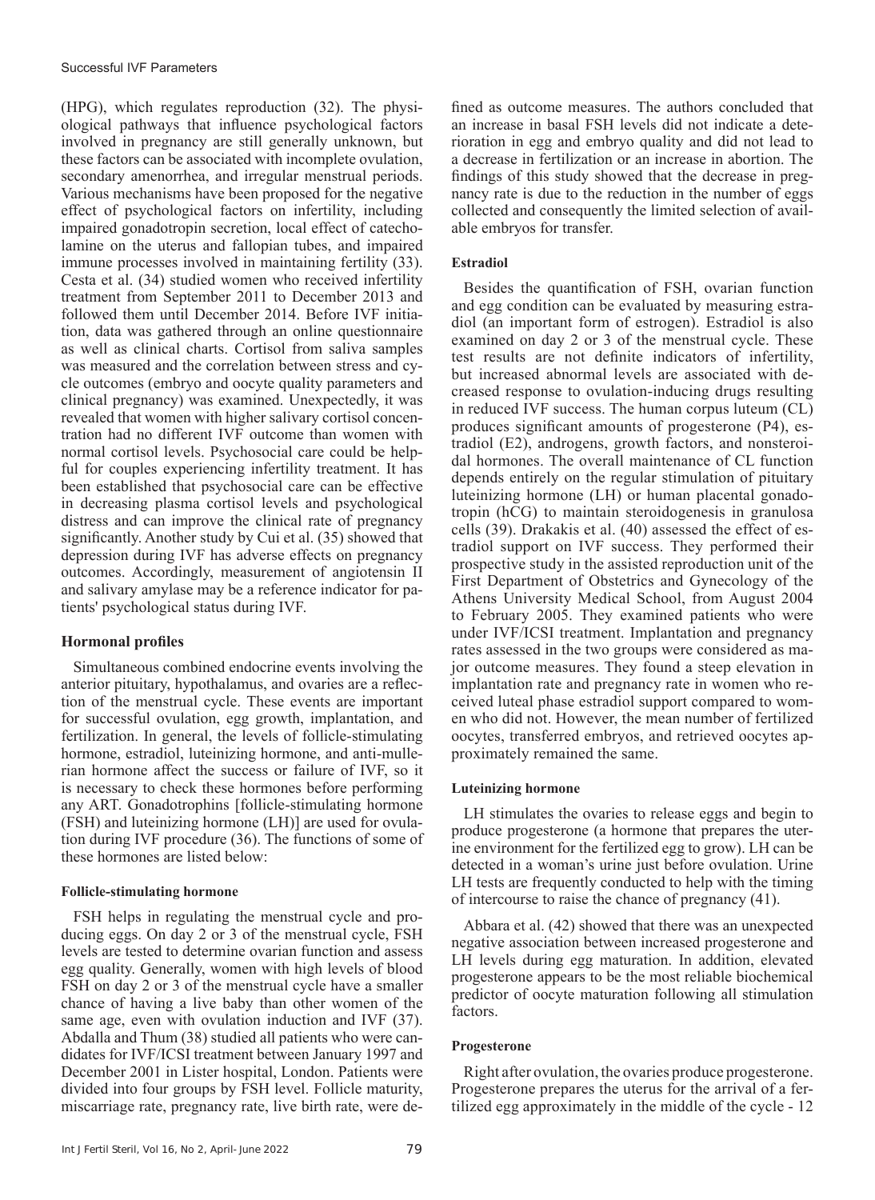(HPG), which regulates reproduction (32). The physiological pathways that influence psychological factors involved in pregnancy are still generally unknown, but these factors can be associated with incomplete ovulation, secondary amenorrhea, and irregular menstrual periods. Various mechanisms have been proposed for the negative effect of psychological factors on infertility, including impaired gonadotropin secretion, local effect of catecholamine on the uterus and fallopian tubes, and impaired immune processes involved in maintaining fertility (33). Cesta et al. (34) studied women who received infertility treatment from September 2011 to December 2013 and followed them until December 2014. Before IVF initiation, data was gathered through an online questionnaire as well as clinical charts. Cortisol from saliva samples was measured and the correlation between stress and cycle outcomes (embryo and oocyte quality parameters and clinical pregnancy) was examined. Unexpectedly, it was revealed that women with higher salivary cortisol concentration had no different IVF outcome than women with normal cortisol levels. Psychosocial care could be helpful for couples experiencing infertility treatment. It has been established that psychosocial care can be effective in decreasing plasma cortisol levels and psychological distress and can improve the clinical rate of pregnancy significantly. Another study by Cui et al. (35) showed that depression during IVF has adverse effects on pregnancy outcomes. Accordingly, measurement of angiotensin II and salivary amylase may be a reference indicator for patients' psychological status during IVF.

## Hormonal profiles

Simultaneous combined endocrine events involving the anterior pituitary, hypothalamus, and ovaries are a reflection of the menstrual cycle. These events are important for successful ovulation, egg growth, implantation, and fertilization. In general, the levels of follicle-stimulating hormone, estradiol, luteinizing hormone, and anti-mullerian hormone affect the success or failure of IVF, so it is necessary to check these hormones before performing any ART. Gonadotrophins [follicle-stimulating hormone (FSH) and luteinizing hormone (LH)] are used for ovulation during IVF procedure (36). The functions of some of these hormones are listed below:

### Follicle-stimulating hormone

FSH helps in regulating the menstrual cycle and producing eggs. On day 2 or 3 of the menstrual cycle, FSH levels are tested to determine ovarian function and assess egg quality. Generally, women with high levels of blood FSH on day 2 or 3 of the menstrual cycle have a smaller chance of having a live baby than other women of the same age, even with ovulation induction and IVF (37). Abdalla and Thum (38) studied all patients who were candidates for IVF/ICSI treatment between January 1997 and December 2001 in Lister hospital, London. Patients were divided into four groups by FSH level. Follicle maturity, miscarriage rate, pregnancy rate, live birth rate, were defined as outcome measures. The authors concluded that an increase in basal FSH levels did not indicate a deterioration in egg and embryo quality and did not lead to a decrease in fertilization or an increase in abortion. The findings of this study showed that the decrease in pregnancy rate is due to the reduction in the number of eggs collected and consequently the limited selection of available embryos for transfer.

### Estradiol

Besides the quantification of FSH, ovarian function and egg condition can be evaluated by measuring estradiol (an important form of estrogen). Estradiol is also examined on day 2 or 3 of the menstrual cycle. These test results are not definite indicators of infertility, but increased abnormal levels are associated with decreased response to ovulation-inducing drugs resulting in reduced IVF success. The human corpus luteum (CL) produces significant amounts of progesterone (P4), estradiol (E2), androgens, growth factors, and nonsteroidal hormones. The overall maintenance of CL function depends entirely on the regular stimulation of pituitary luteinizing hormone (LH) or human placental gonadotropin (hCG) to maintain steroidogenesis in granulosa cells (39). Drakakis et al. (40) assessed the effect of estradiol support on IVF success. They performed their prospective study in the assisted reproduction unit of the First Department of Obstetrics and Gynecology of the Athens University Medical School, from August 2004 to February 2005. They examined patients who were under IVF/ICSI treatment. Implantation and pregnancy rates assessed in the two groups were considered as major outcome measures. They found a steep elevation in implantation rate and pregnancy rate in women who received luteal phase estradiol support compared to women who did not. However, the mean number of fertilized oocytes, transferred embryos, and retrieved oocytes approximately remained the same.

### Luteinizing hormone

LH stimulates the ovaries to release eggs and begin to produce progesterone (a hormone that prepares the uterine environment for the fertilized egg to grow). LH can be detected in a woman's urine just before ovulation. Urine LH tests are frequently conducted to help with the timing of intercourse to raise the chance of pregnancy (41).

Abbara et al. (42) showed that there was an unexpected negative association between increased progesterone and LH levels during egg maturation. In addition, elevated progesterone appears to be the most reliable biochemical predictor of oocyte maturation following all stimulation factors.

### Progesterone

Right after ovulation, the ovaries produce progesterone. Progesterone prepares the uterus for the arrival of a fertilized egg approximately in the middle of the cycle - 12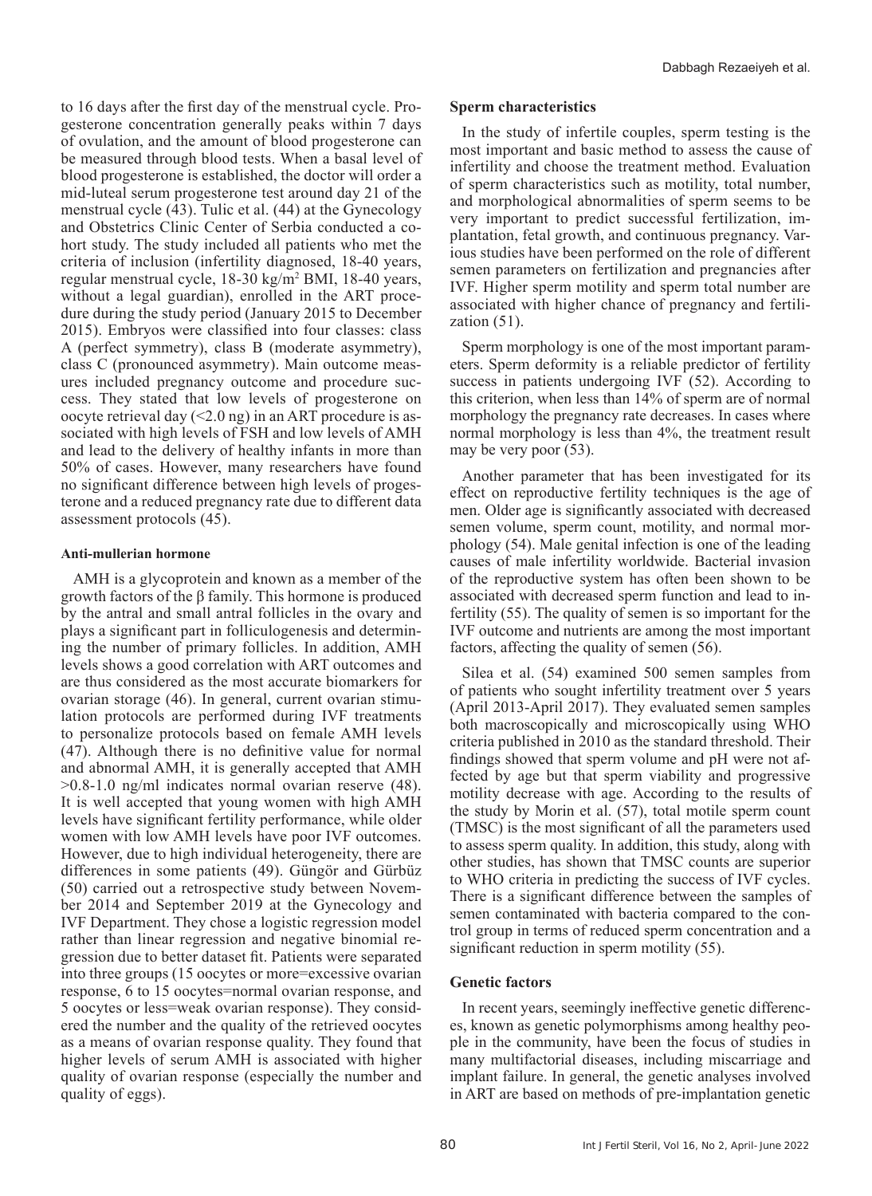to 16 days after the first day of the menstrual cycle. Progesterone concentration generally peaks within 7 days of ovulation, and the amount of blood progesterone can be measured through blood tests. When a basal level of blood progesterone is established, the doctor will order a mid-luteal serum progesterone test around day 21 of the menstrual cycle (43). Tulic et al. (44) at the Gynecology and Obstetrics Clinic Center of Serbia conducted a cohort study. The study included all patients who met the criteria of inclusion (infertility diagnosed, 18-40 years, regular menstrual cycle, 18-30 kg/m$^2$ BMI, 18-40 years, without a legal guardian), enrolled in the ART procedure during the study period (January 2015 to December 2015). Embryos were classified into four classes: class A (perfect symmetry), class B (moderate asymmetry), class C (pronounced asymmetry). Main outcome measures included pregnancy outcome and procedure success. They stated that low levels of progesterone on oocyte retrieval day (<2.0 ng) in an ART procedure is associated with high levels of FSH and low levels of AMH and lead to the delivery of healthy infants in more than 50% of cases. However, many researchers have found no significant difference between high levels of progesterone and a reduced pregnancy rate due to different data assessment protocols (45).

#### Anti-mullerian hormone

AMH is a glycoprotein and known as a member of the growth factors of the β family. This hormone is produced by the antral and small antral follicles in the ovary and plays a significant part in folliculogenesis and determining the number of primary follicles. In addition, AMH levels shows a good correlation with ART outcomes and are thus considered as the most accurate biomarkers for ovarian storage (46). In general, current ovarian stimulation protocols are performed during IVF treatments to personalize protocols based on female AMH levels (47). Although there is no definitive value for normal and abnormal AMH, it is generally accepted that AMH >0.8-1.0 ng/ml indicates normal ovarian reserve (48). It is well accepted that young women with high AMH levels have significant fertility performance, while older women with low AMH levels have poor IVF outcomes. However, due to high individual heterogeneity, there are differences in some patients (49). Güngör and Gürbüz (50) carried out a retrospective study between November 2014 and September 2019 at the Gynecology and IVF Department. They chose a logistic regression model rather than linear regression and negative binomial regression due to better dataset fit. Patients were separated into three groups (15 oocytes or more=excessive ovarian response, 6 to 15 oocytes=normal ovarian response, and 5 oocytes or less=weak ovarian response). They considered the number and the quality of the retrieved oocytes as a means of ovarian response quality. They found that higher levels of serum AMH is associated with higher quality of ovarian response (especially the number and quality of eggs).

### Sperm characteristics

In the study of infertile couples, sperm testing is the most important and basic method to assess the cause of infertility and choose the treatment method. Evaluation of sperm characteristics such as motility, total number, and morphological abnormalities of sperm seems to be very important to predict successful fertilization, implantation, fetal growth, and continuous pregnancy. Various studies have been performed on the role of different semen parameters on fertilization and pregnancies after IVF. Higher sperm motility and sperm total number are associated with higher chance of pregnancy and fertilization (51).

Sperm morphology is one of the most important parameters. Sperm deformity is a reliable predictor of fertility success in patients undergoing IVF (52). According to this criterion, when less than 14% of sperm are of normal morphology the pregnancy rate decreases. In cases where normal morphology is less than 4%, the treatment result may be very poor (53).

Another parameter that has been investigated for its effect on reproductive fertility techniques is the age of men. Older age is significantly associated with decreased semen volume, sperm count, motility, and normal morphology (54). Male genital infection is one of the leading causes of male infertility worldwide. Bacterial invasion of the reproductive system has often been shown to be associated with decreased sperm function and lead to infertility (55). The quality of semen is so important for the IVF outcome and nutrients are among the most important factors, affecting the quality of semen (56).

Silea et al. (54) examined 500 semen samples from of patients who sought infertility treatment over 5 years (April 2013-April 2017). They evaluated semen samples both macroscopically and microscopically using WHO criteria published in 2010 as the standard threshold. Their findings showed that sperm volume and pH were not affected by age but that sperm viability and progressive motility decrease with age. According to the results of the study by Morin et al. (57), total motile sperm count (TMSC) is the most significant of all the parameters used to assess sperm quality. In addition, this study, along with other studies, has shown that TMSC counts are superior to WHO criteria in predicting the success of IVF cycles. There is a significant difference between the samples of semen contaminated with bacteria compared to the control group in terms of reduced sperm concentration and a significant reduction in sperm motility (55).

### Genetic factors

In recent years, seemingly ineffective genetic differences, known as genetic polymorphisms among healthy people in the community, have been the focus of studies in many multifactorial diseases, including miscarriage and implant failure. In general, the genetic analyses involved in ART are based on methods of pre-implantation genetic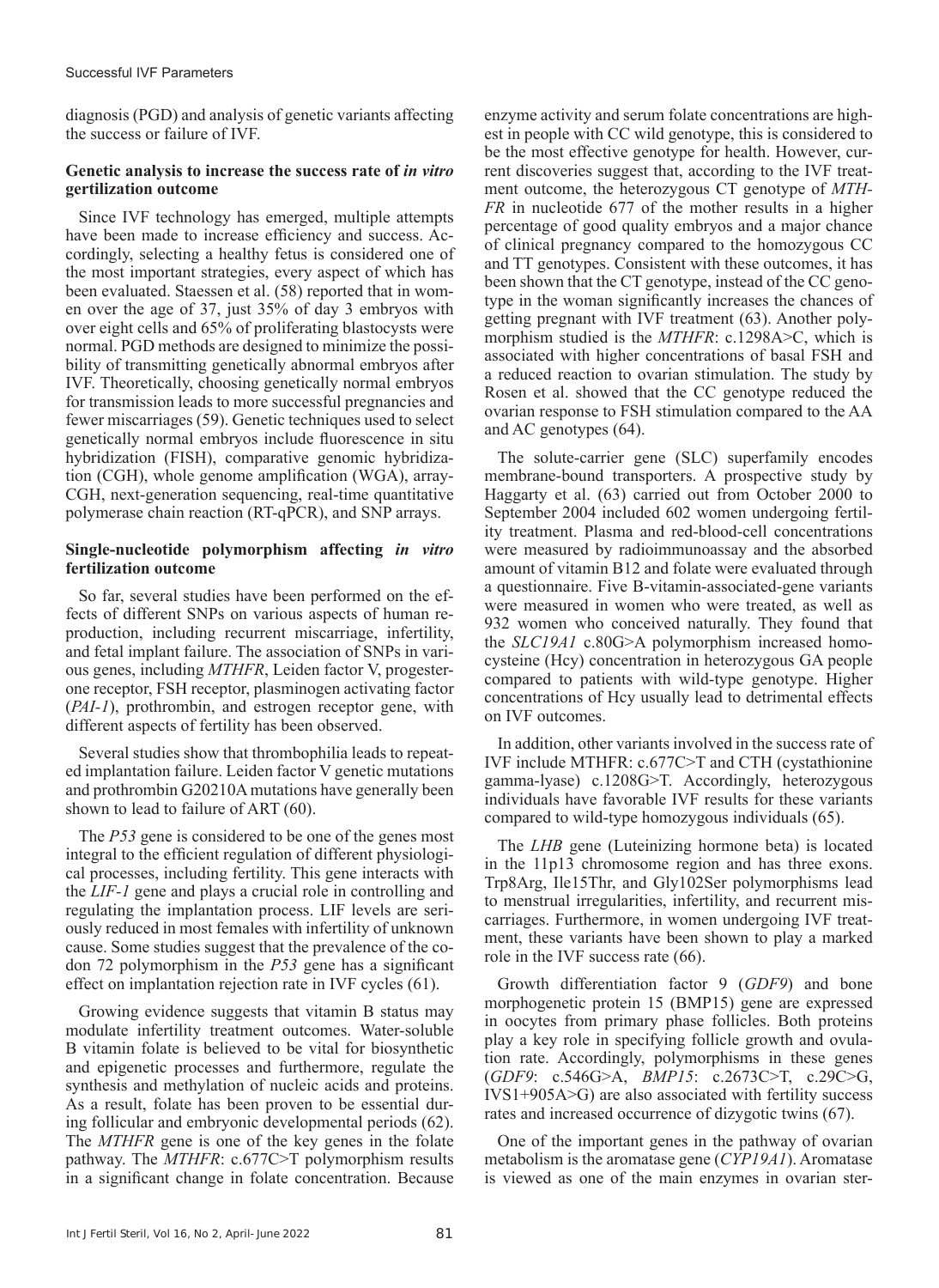diagnosis (PGD) and analysis of genetic variants affecting the success or failure of IVF.

### Genetic analysis to increase the success rate of *in vitro* gertilization outcome

Since IVF technology has emerged, multiple attempts have been made to increase efficiency and success. Accordingly, selecting a healthy fetus is considered one of the most important strategies, every aspect of which has been evaluated. Staessen et al. (58) reported that in women over the age of 37, just 35% of day 3 embryos with over eight cells and 65% of proliferating blastocysts were normal. PGD methods are designed to minimize the possibility of transmitting genetically abnormal embryos after IVF. Theoretically, choosing genetically normal embryos for transmission leads to more successful pregnancies and fewer miscarriages (59). Genetic techniques used to select genetically normal embryos include fluorescence in situ hybridization (FISH), comparative genomic hybridization (CGH), whole genome amplification (WGA), array-CGH, next-generation sequencing, real-time quantitative polymerase chain reaction (RT-qPCR), and SNP arrays.

### Single-nucleotide polymorphism affecting *in vitro* fertilization outcome

So far, several studies have been performed on the effects of different SNPs on various aspects of human reproduction, including recurrent miscarriage, infertility, and fetal implant failure. The association of SNPs in various genes, including *MTHFR*, Leiden factor V, progesterone receptor, FSH receptor, plasminogen activating factor (*PAI-1*), prothrombin, and estrogen receptor gene, with different aspects of fertility has been observed.

Several studies show that thrombophilia leads to repeated implantation failure. Leiden factor V genetic mutations and prothrombin G20210A mutations have generally been shown to lead to failure of ART (60).

The *P53* gene is considered to be one of the genes most integral to the efficient regulation of different physiological processes, including fertility. This gene interacts with the *LIF-1* gene and plays a crucial role in controlling and regulating the implantation process. LIF levels are seriously reduced in most females with infertility of unknown cause. Some studies suggest that the prevalence of the codon 72 polymorphism in the *P53* gene has a significant effect on implantation rejection rate in IVF cycles (61).

Growing evidence suggests that vitamin B status may modulate infertility treatment outcomes. Water-soluble B vitamin folate is believed to be vital for biosynthetic and epigenetic processes and furthermore, regulate the synthesis and methylation of nucleic acids and proteins. As a result, folate has been proven to be essential during follicular and embryonic developmental periods (62). The *MTHFR* gene is one of the key genes in the folate pathway. The *MTHFR*: c.677C>T polymorphism results in a significant change in folate concentration. Because enzyme activity and serum folate concentrations are highest in people with CC wild genotype, this is considered to be the most effective genotype for health. However, current discoveries suggest that, according to the IVF treatment outcome, the heterozygous CT genotype of *MTHFR* in nucleotide 677 of the mother results in a higher percentage of good quality embryos and a major chance of clinical pregnancy compared to the homozygous CC and TT genotypes. Consistent with these outcomes, it has been shown that the CT genotype, instead of the CC genotype in the woman significantly increases the chances of getting pregnant with IVF treatment (63). Another polymorphism studied is the *MTHFR*: c.1298A>C, which is associated with higher concentrations of basal FSH and a reduced reaction to ovarian stimulation. The study by Rosen et al. showed that the CC genotype reduced the ovarian response to FSH stimulation compared to the AA and AC genotypes (64).

The solute-carrier gene (SLC) superfamily encodes membrane-bound transporters. A prospective study by Haggarty et al. (63) carried out from October 2000 to September 2004 included 602 women undergoing fertility treatment. Plasma and red-blood-cell concentrations were measured by radioimmunoassay and the absorbed amount of vitamin B12 and folate were evaluated through a questionnaire. Five B-vitamin-associated-gene variants were measured in women who were treated, as well as 932 women who conceived naturally. They found that the *SLC19A1* c.80G>A polymorphism increased homocysteine (Hcy) concentration in heterozygous GA people compared to patients with wild-type genotype. Higher concentrations of Hcy usually lead to detrimental effects on IVF outcomes.

In addition, other variants involved in the success rate of IVF include MTHFR: c.677C>T and CTH (cystathionine gamma-lyase) c.1208G>T. Accordingly, heterozygous individuals have favorable IVF results for these variants compared to wild-type homozygous individuals (65).

The *LHB* gene (Luteinizing hormone beta) is located in the 11p13 chromosome region and has three exons. Trp8Arg, Ile15Thr, and Gly102Ser polymorphisms lead to menstrual irregularities, infertility, and recurrent miscarriages. Furthermore, in women undergoing IVF treatment, these variants have been shown to play a marked role in the IVF success rate (66).

Growth differentiation factor 9 (*GDF9*) and bone morphogenetic protein 15 (BMP15) gene are expressed in oocytes from primary phase follicles. Both proteins play a key role in specifying follicle growth and ovulation rate. Accordingly, polymorphisms in these genes (*GDF9*: c.546G>A, *BMP15*: c.2673C>T, c.29C>G, IVS1+905A>G) are also associated with fertility success rates and increased occurrence of dizygotic twins (67).

One of the important genes in the pathway of ovarian metabolism is the aromatase gene (*CYP19A1*). Aromatase is viewed as one of the main enzymes in ovarian ster-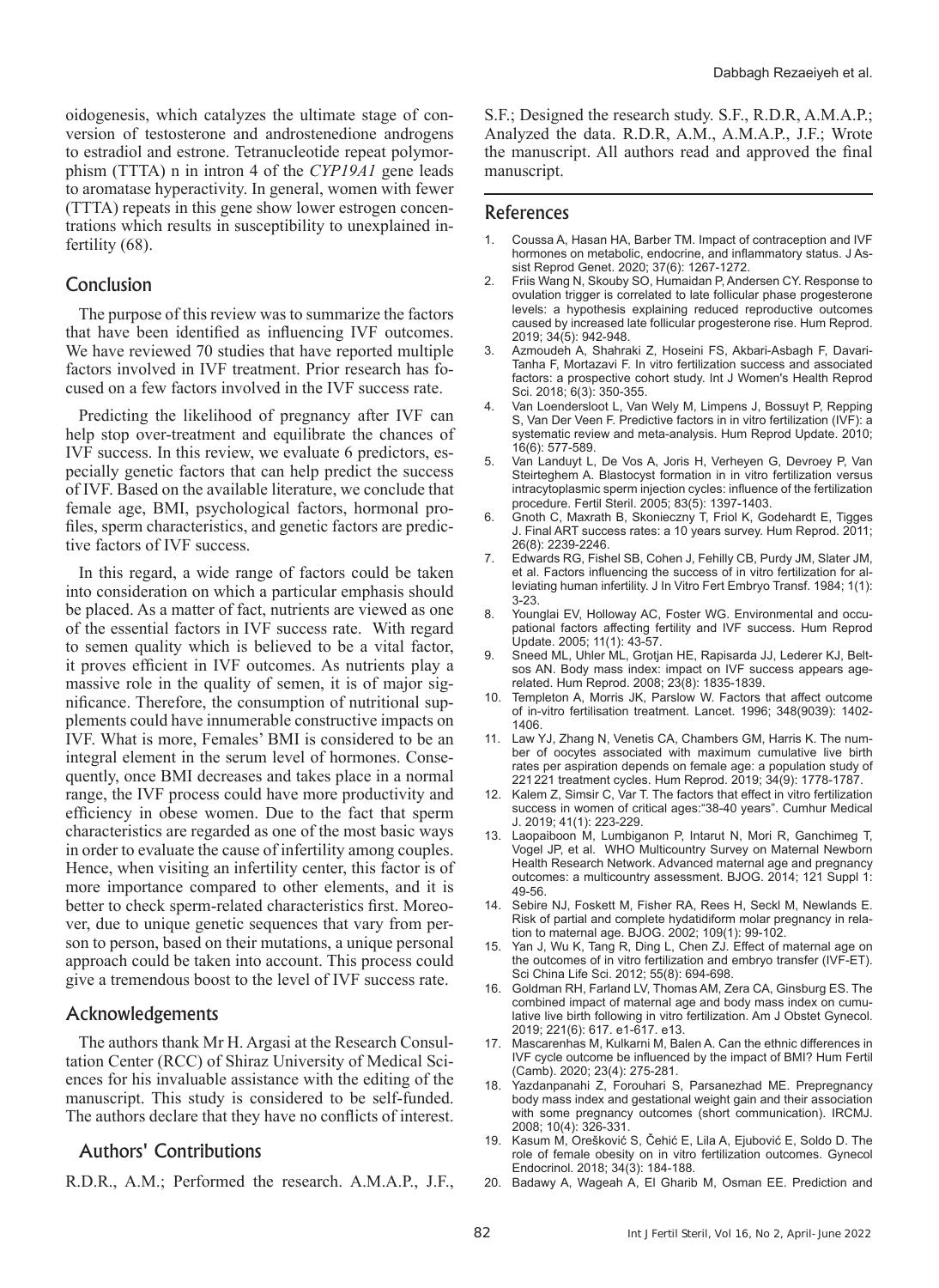oidogenesis, which catalyzes the ultimate stage of conversion of testosterone and androstenedione androgens to estradiol and estrone. Tetranucleotide repeat polymorphism (TTTA) n in intron 4 of the *CYP19A1* gene leads to aromatase hyperactivity. In general, women with fewer (TTTA) repeats in this gene show lower estrogen concentrations which results in susceptibility to unexplained infertility (68).

## Conclusion

The purpose of this review was to summarize the factors that have been identified as influencing IVF outcomes. We have reviewed 70 studies that have reported multiple factors involved in IVF treatment. Prior research has focused on a few factors involved in the IVF success rate.

Predicting the likelihood of pregnancy after IVF can help stop over-treatment and equilibrate the chances of IVF success. In this review, we evaluate 6 predictors, especially genetic factors that can help predict the success of IVF. Based on the available literature, we conclude that female age, BMI, psychological factors, hormonal profiles, sperm characteristics, and genetic factors are predictive factors of IVF success.

In this regard, a wide range of factors could be taken into consideration on which a particular emphasis should be placed. As a matter of fact, nutrients are viewed as one of the essential factors in IVF success rate. With regard to semen quality which is believed to be a vital factor, it proves efficient in IVF outcomes. As nutrients play a massive role in the quality of semen, it is of major significance. Therefore, the consumption of nutritional supplements could have innumerable constructive impacts on IVF. What is more, Females' BMI is considered to be an integral element in the serum level of hormones. Consequently, once BMI decreases and takes place in a normal range, the IVF process could have more productivity and efficiency in obese women. Due to the fact that sperm characteristics are regarded as one of the most basic ways in order to evaluate the cause of infertility among couples. Hence, when visiting an infertility center, this factor is of more importance compared to other elements, and it is better to check sperm-related characteristics first. Moreover, due to unique genetic sequences that vary from person to person, based on their mutations, a unique personal approach could be taken into account. This process could give a tremendous boost to the level of IVF success rate.

## Acknowledgements

The authors thank Mr H. Argasi at the Research Consultation Center (RCC) of Shiraz University of Medical Sciences for his invaluable assistance with the editing of the manuscript. This study is considered to be self-funded. The authors declare that they have no conflicts of interest.

## Authors' Contributions

R.D.R., A.M.; Performed the research. A.M.A.P., J.F., S.F.; Designed the research study. S.F., R.D.R, A.M.A.P.; Analyzed the data. R.D.R, A.M., A.M.A.P., J.F.; Wrote the manuscript. All authors read and approved the final manuscript.

## References

1. Coussa A, Hasan HA, Barber TM. Impact of contraception and IVF hormones on metabolic, endocrine, and inflammatory status. J Assist Reprod Genet. 2020; 37(6): 1267-1272.
2. Friis Wang N, Skouby SO, Humaidan P, Andersen CY. Response to ovulation trigger is correlated to late follicular phase progesterone levels: a hypothesis explaining reduced reproductive outcomes caused by increased late follicular progesterone rise. Hum Reprod. 2019; 34(5): 942-948.
3. Azmoudeh A, Shahraki Z, Hoseini FS, Akbari-Asbagh F, Davari-Tanha F, Mortazavi F. In vitro fertilization success and associated factors: a prospective cohort study. Int J Women's Health Reprod Sci. 2018; 6(3): 350-355.
4. Van Loendersloot L, Van Wely M, Limpens J, Bossuyt P, Repping S, Van Der Veen F. Predictive factors in in vitro fertilization (IVF): a systematic review and meta-analysis. Hum Reprod Update. 2010; 16(6): 577-589.
5. Van Landuyt L, De Vos A, Joris H, Verheyen G, Devroey P, Van Steirteghem A. Blastocyst formation in in vitro fertilization versus intracytoplasmic sperm injection cycles: influence of the fertilization procedure. Fertil Steril. 2005; 83(5): 1397-1403.
6. Gnoth C, Maxrath B, Skonieczny T, Friol K, Godehardt E, Tigges J. Final ART success rates: a 10 years survey. Hum Reprod. 2011; 26(8): 2239-2246.
7. Edwards RG, Fishel SB, Cohen J, Fehilly CB, Purdy JM, Slater JM, et al. Factors influencing the success of in vitro fertilization for alleviating human infertility. J In Vitro Fert Embryo Transf. 1984; 1(1): 3-23.
8. Younglai EV, Holloway AC, Foster WG. Environmental and occupational factors affecting fertility and IVF success. Hum Reprod Update. 2005; 11(1): 43-57.
9. Sneed ML, Uhler ML, Grotjan HE, Rapisarda JJ, Lederer KJ, Beltsos AN. Body mass index: impact on IVF success appears age-related. Hum Reprod. 2008; 23(8): 1835-1839.
10. Templeton A, Morris JK, Parslow W. Factors that affect outcome of in-vitro fertilisation treatment. Lancet. 1996; 348(9039): 1402-1406.
11. Law YJ, Zhang N, Venetis CA, Chambers GM, Harris K. The number of oocytes associated with maximum cumulative live birth rates per aspiration depends on female age: a population study of 221 221 treatment cycles. Hum Reprod. 2019; 34(9): 1778-1787.
12. Kalem Z, Simsir C, Var T. The factors that effect in vitro fertilization success in women of critical ages:"38-40 years". Cumhur Medical J. 2019; 41(1): 223-229.
13. Laopaiboon M, Lumbiganon P, Intarut N, Mori R, Ganchimeg T, Vogel JP, et al. WHO Multicountry Survey on Maternal Newborn Health Research Network. Advanced maternal age and pregnancy outcomes: a multicountry assessment. BJOG. 2014; 121 Suppl 1: 49-56.
14. Sebire NJ, Foskett M, Fisher RA, Rees H, Seckl M, Newlands E. Risk of partial and complete hydatidiform molar pregnancy in relation to maternal age. BJOG. 2002; 109(1): 99-102.
15. Yan J, Wu K, Tang R, Ding L, Chen ZJ. Effect of maternal age on the outcomes of in vitro fertilization and embryo transfer (IVF-ET). Sci China Life Sci. 2012; 55(8): 694-698.
16. Goldman RH, Farland LV, Thomas AM, Zera CA, Ginsburg ES. The combined impact of maternal age and body mass index on cumulative live birth following in vitro fertilization. Am J Obstet Gynecol. 2019; 221(6): 617. e1-617. e13.
17. Mascarenhas M, Kulkarni M, Balen A. Can the ethnic differences in IVF cycle outcome be influenced by the impact of BMI? Hum Fertil (Camb). 2020; 23(4): 275-281.
18. Yazdanpanahi Z, Forouhari S, Parsanezhad ME. Prepregnancy body mass index and gestational weight gain and their association with some pregnancy outcomes (short communication). IRCMJ. 2008; 10(4): 326-331.
19. Kasum M, Orešković S, Čehić E, Lila A, Ejubović E, Soldo D. The role of female obesity on in vitro fertilization outcomes. Gynecol Endocrinol. 2018; 34(3): 184-188.
20. Badawy A, Wageah A, El Gharib M, Osman EE. Prediction and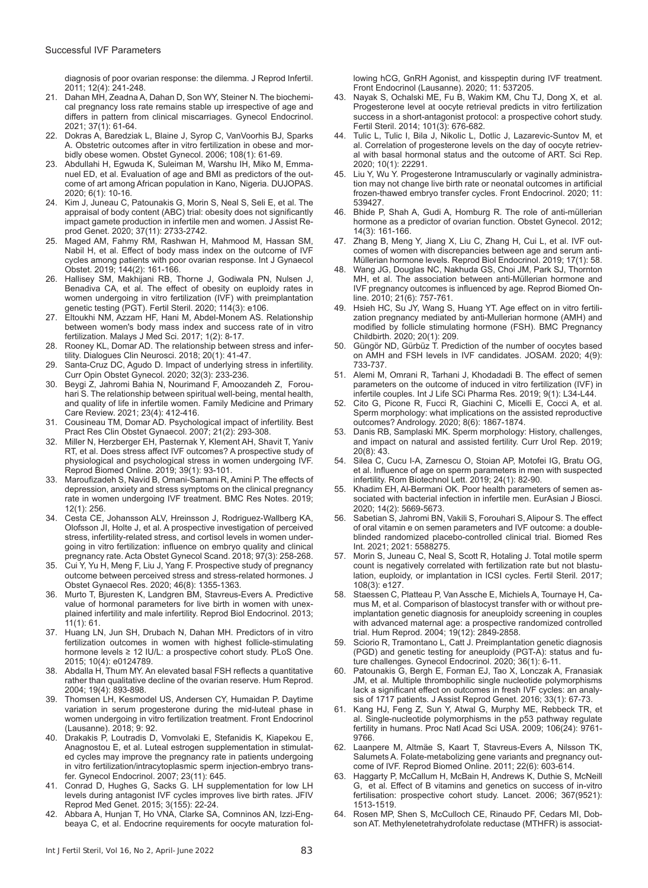diagnosis of poor ovarian response: the dilemma. J Reprod Infertil. 2011; 12(4): 241-248.

21. Dahan MH, Zeadna A, Dahan D, Son WY, Steiner N. The biochemical pregnancy loss rate remains stable up irrespective of age and differs in pattern from clinical miscarriages. Gynecol Endocrinol. 2021; 37(1): 61-64.
22. Dokras A, Baredziak L, Blaine J, Syrop C, VanVoorhis BJ, Sparks A. Obstetric outcomes after in vitro fertilization in obese and morbidly obese women. Obstet Gynecol. 2006; 108(1): 61-69.
23. Abdullahi H, Egwuda K, Suleiman M, Warshu IH, Miko M, Emmanuel ED, et al. Evaluation of age and BMI as predictors of the outcome of art among African population in Kano, Nigeria. DUJOPAS. 2020; 6(1): 10-16.
24. Kim J, Juneau C, Patounakis G, Morin S, Neal S, Seli E, et al. The appraisal of body content (ABC) trial: obesity does not significantly impact gamete production in infertile men and women. J Assist Reprod Genet. 2020; 37(11): 2733-2742.
25. Maged AM, Fahmy RM, Rashwan H, Mahmood M, Hassan SM, Nabil H, et al. Effect of body mass index on the outcome of IVF cycles among patients with poor ovarian response. Int J Gynaecol Obstet. 2019; 144(2): 161-166.
26. Hallisey SM, Makhijani RB, Thorne J, Godiwala PN, Nulsen J, Benadiva CA, et al. The effect of obesity on euploidy rates in women undergoing in vitro fertilization (IVF) with preimplantation genetic testing (PGT). Fertil Steril. 2020; 114(3): e106.
27. Eltoukhi NM, Azzam HF, Hani M, Abdel-Monem AS. Relationship between women's body mass index and success rate of in vitro fertilization. Malays J Med Sci. 2017; 1(2): 8-17.
28. Rooney KL, Domar AD. The relationship between stress and infertility. Dialogues Clin Neurosci. 2018; 20(1): 41-47.
29. Santa-Cruz DC, Agudo D. Impact of underlying stress in infertility. Curr Opin Obstet Gynecol. 2020; 32(3): 233-236.
30. Beygi Z, Jahromi Bahia N, Nourimand F, Amoozandeh Z, Forouhari S. The relationship between spiritual well-being, mental health, and quality of life in infertile women. Family Medicine and Primary Care Review. 2021; 23(4): 412-416.
31. Cousineau TM, Domar AD. Psychological impact of infertility. Best Pract Res Clin Obstet Gynaecol. 2007; 21(2): 293-308.
32. Miller N, Herzberger EH, Pasternak Y, Klement AH, Shavit T, Yaniv RT, et al. Does stress affect IVF outcomes? A prospective study of physiological and psychological stress in women undergoing IVF. Reprod Biomed Online. 2019; 39(1): 93-101.
33. Maroufizadeh S, Navid B, Omani-Samani R, Amini P. The effects of depression, anxiety and stress symptoms on the clinical pregnancy rate in women undergoing IVF treatment. BMC Res Notes. 2019; 12(1): 256.
34. Cesta CE, Johansson ALV, Hreinsson J, Rodriguez-Wallberg KA, Olofsson JI, Holte J, et al. A prospective investigation of perceived stress, infertility-related stress, and cortisol levels in women undergoing in vitro fertilization: influence on embryo quality and clinical pregnancy rate. Acta Obstet Gynecol Scand. 2018; 97(3): 258-268.
35. Cui Y, Yu H, Meng F, Liu J, Yang F. Prospective study of pregnancy outcome between perceived stress and stress-related hormones. J Obstet Gynaecol Res. 2020; 46(8): 1355-1363.
36. Murto T, Bjuresten K, Landgren BM, Stavreus-Evers A. Predictive value of hormonal parameters for live birth in women with unexplained infertility and male infertility. Reprod Biol Endocrinol. 2013; 11(1): 61.
37. Huang LN, Jun SH, Drubach N, Dahan MH. Predictors of in vitro fertilization outcomes in women with highest follicle-stimulating hormone levels ≥ 12 IU/L: a prospective cohort study. PLoS One. 2015; 10(4): e0124789.
38. Abdalla H, Thum MY. An elevated basal FSH reflects a quantitative rather than qualitative decline of the ovarian reserve. Hum Reprod. 2004; 19(4): 893-898.
39. Thomsen LH, Kesmodel US, Andersen CY, Humaidan P. Daytime variation in serum progesterone during the mid-luteal phase in women undergoing in vitro fertilization treatment. Front Endocrinol (Lausanne). 2018; 9: 92.
40. Drakakis P, Loutradis D, Vomvolaki E, Stefanidis K, Kiapekou E, Anagnostou E, et al. Luteal estrogen supplementation in stimulated cycles may improve the pregnancy rate in patients undergoing in vitro fertilization/intracytoplasmic sperm injection-embryo transfer. Gynecol Endocrinol. 2007; 23(11): 645.
41. Conrad D, Hughes G, Sacks G. LH supplementation for low LH levels during antagonist IVF cycles improves live birth rates. JFIV Reprod Med Genet. 2015; 3(155): 22-24.
42. Abbara A, Hunjan T, Ho VNA, Clarke SA, Comninos AN, Izzi-Engbeaya C, et al. Endocrine requirements for oocyte maturation following hCG, GnRH Agonist, and kisspeptin during IVF treatment. Front Endocrinol (Lausanne). 2020; 11: 537205.
43. Nayak S, Ochalski ME, Fu B, Wakim KM, Chu TJ, Dong X, et al. Progesterone level at oocyte retrieval predicts in vitro fertilization success in a short-antagonist protocol: a prospective cohort study. Fertil Steril. 2014; 101(3): 676-682.
44. Tulic L, Tulic I, Bila J, Nikolic L, Dotlic J, Lazarevic-Suntov M, et al. Correlation of progesterone levels on the day of oocyte retrieval with basal hormonal status and the outcome of ART. Sci Rep. 2020; 10(1): 22291.
45. Liu Y, Wu Y. Progesterone Intramuscularly or vaginally administration may not change live birth rate or neonatal outcomes in artificial frozen-thawed embryo transfer cycles. Front Endocrinol. 2020; 11: 539427.
46. Bhide P, Shah A, Gudi A, Homburg R. The role of anti-müllerian hormone as a predictor of ovarian function. Obstet Gynecol. 2012; 14(3): 161-166.
47. Zhang B, Meng Y, Jiang X, Liu C, Zhang H, Cui L, et al. IVF outcomes of women with discrepancies between age and serum anti-Müllerian hormone levels. Reprod Biol Endocrinol. 2019; 17(1): 58.
48. Wang JG, Douglas NC, Nakhuda GS, Choi JM, Park SJ, Thornton MH, et al. The association between anti-Müllerian hormone and IVF pregnancy outcomes is influenced by age. Reprod Biomed Online. 2010; 21(6): 757-761.
49. Hsieh HC, Su JY, Wang S, Huang YT. Age effect on in vitro fertilization pregnancy mediated by anti-Mullerian hormone (AMH) and modified by follicle stimulating hormone (FSH). BMC Pregnancy Childbirth. 2020; 20(1): 209.
50. Güngör ND, Gürbüz T. Prediction of the number of oocytes based on AMH and FSH levels in IVF candidates. JOSAM. 2020; 4(9): 733-737.
51. Alemi M, Omrani R, Tarhani J, Khodadadi B. The effect of semen parameters on the outcome of induced in vitro fertilization (IVF) in infertile couples. Int J Life SCi Pharma Res. 2019; 9(1): L34-L44.
52. Cito G, Picone R, Fucci R, Giachini C, Micelli E, Cocci A, et al. Sperm morphology: what implications on the assisted reproductive outcomes? Andrology. 2020; 8(6): 1867-1874.
53. Danis RB, Samplaski MK. Sperm morphology: History, challenges, and impact on natural and assisted fertility. Curr Urol Rep. 2019; 20(8): 43.
54. Silea C, Cucu I-A, Zarnescu O, Stoian AP, Motofei IG, Bratu OG, et al. Influence of age on sperm parameters in men with suspected infertility. Rom Biotechnol Lett. 2019; 24(1): 82-90.
55. Khadim EH, Al-Bermani OK. Poor health parameters of semen associated with bacterial infection in infertile men. EurAsian J Biosci. 2020; 14(2): 5669-5673.
56. Sabetian S, Jahromi BN, Vakili S, Forouhari S, Alipour S. The effect of oral vitamin e on semen parameters and IVF outcome: a double-blinded randomized placebo-controlled clinical trial. Biomed Res Int. 2021; 2021: 5588275.
57. Morin S, Juneau C, Neal S, Scott R, Hotaling J. Total motile sperm count is negatively correlated with fertilization rate but not blastulation, euploidy, or implantation in ICSI cycles. Fertil Steril. 2017; 108(3): e127.
58. Staessen C, Platteau P, Van Assche E, Michiels A, Tournaye H, Camus M, et al. Comparison of blastocyst transfer with or without preimplantation genetic diagnosis for aneuploidy screening in couples with advanced maternal age: a prospective randomized controlled trial. Hum Reprod. 2004; 19(12): 2849-2858.
59. Sciorio R, Tramontano L, Catt J. Preimplantation genetic diagnosis (PGD) and genetic testing for aneuploidy (PGT-A): status and future challenges. Gynecol Endocrinol. 2020; 36(1): 6-11.
60. Patounakis G, Bergh E, Forman EJ, Tao X, Lonczak A, Franasiak JM, et al. Multiple thrombophilic single nucleotide polymorphisms lack a significant effect on outcomes in fresh IVF cycles: an analysis of 1717 patients. J Assist Reprod Genet. 2016; 33(1): 67-73.
61. Kang HJ, Feng Z, Sun Y, Atwal G, Murphy ME, Rebbeck TR, et al. Single-nucleotide polymorphisms in the p53 pathway regulate fertility in humans. Proc Natl Acad Sci USA. 2009; 106(24): 9761-9766.
62. Laanpere M, Altmäe S, Kaart T, Stavreus-Evers A, Nilsson TK, Salumets A. Folate-metabolizing gene variants and pregnancy outcome of IVF. Reprod Biomed Online. 2011; 22(6): 603-614.
63. Haggarty P, McCallum H, McBain H, Andrews K, Duthie S, McNeill G, et al. Effect of B vitamins and genetics on success of in-vitro fertilisation: prospective cohort study. Lancet. 2006; 367(9521): 1513-1519.
64. Rosen MP, Shen S, McCulloch CE, Rinaudo PF, Cedars MI, Dobson AT. Methylenetetrahydrofolate reductase (MTHFR) is associat-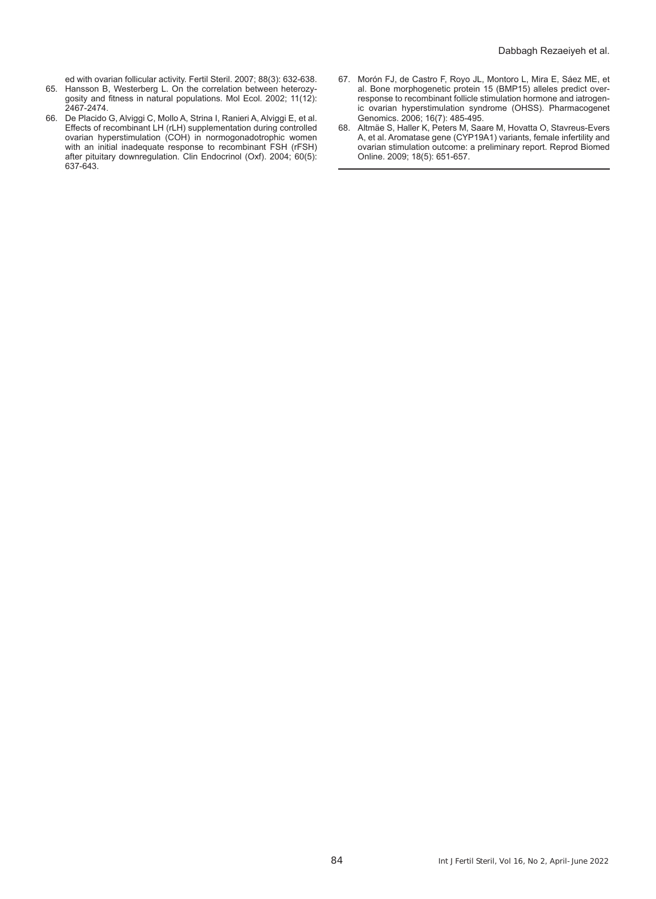ed with ovarian follicular activity. Fertil Steril. 2007; 88(3): 632-638.

65. Hansson B, Westerberg L. On the correlation between heterozygosity and fitness in natural populations. Mol Ecol. 2002; 11(12): 2467-2474.
66. De Placido G, Alviggi C, Mollo A, Strina I, Ranieri A, Alviggi E, et al. Effects of recombinant LH (rLH) supplementation during controlled ovarian hyperstimulation (COH) in normogonadotrophic women with an initial inadequate response to recombinant FSH (rFSH) after pituitary downregulation. Clin Endocrinol (Oxf). 2004; 60(5): 637-643.
67. Morón FJ, de Castro F, Royo JL, Montoro L, Mira E, Sáez ME, et al. Bone morphogenetic protein 15 (BMP15) alleles predict over-response to recombinant follicle stimulation hormone and iatrogenic ovarian hyperstimulation syndrome (OHSS). Pharmacogenet Genomics. 2006; 16(7): 485-495.
68. Altmäe S, Haller K, Peters M, Saare M, Hovatta O, Stavreus-Evers A, et al. Aromatase gene (CYP19A1) variants, female infertility and ovarian stimulation outcome: a preliminary report. Reprod Biomed Online. 2009; 18(5): 651-657.